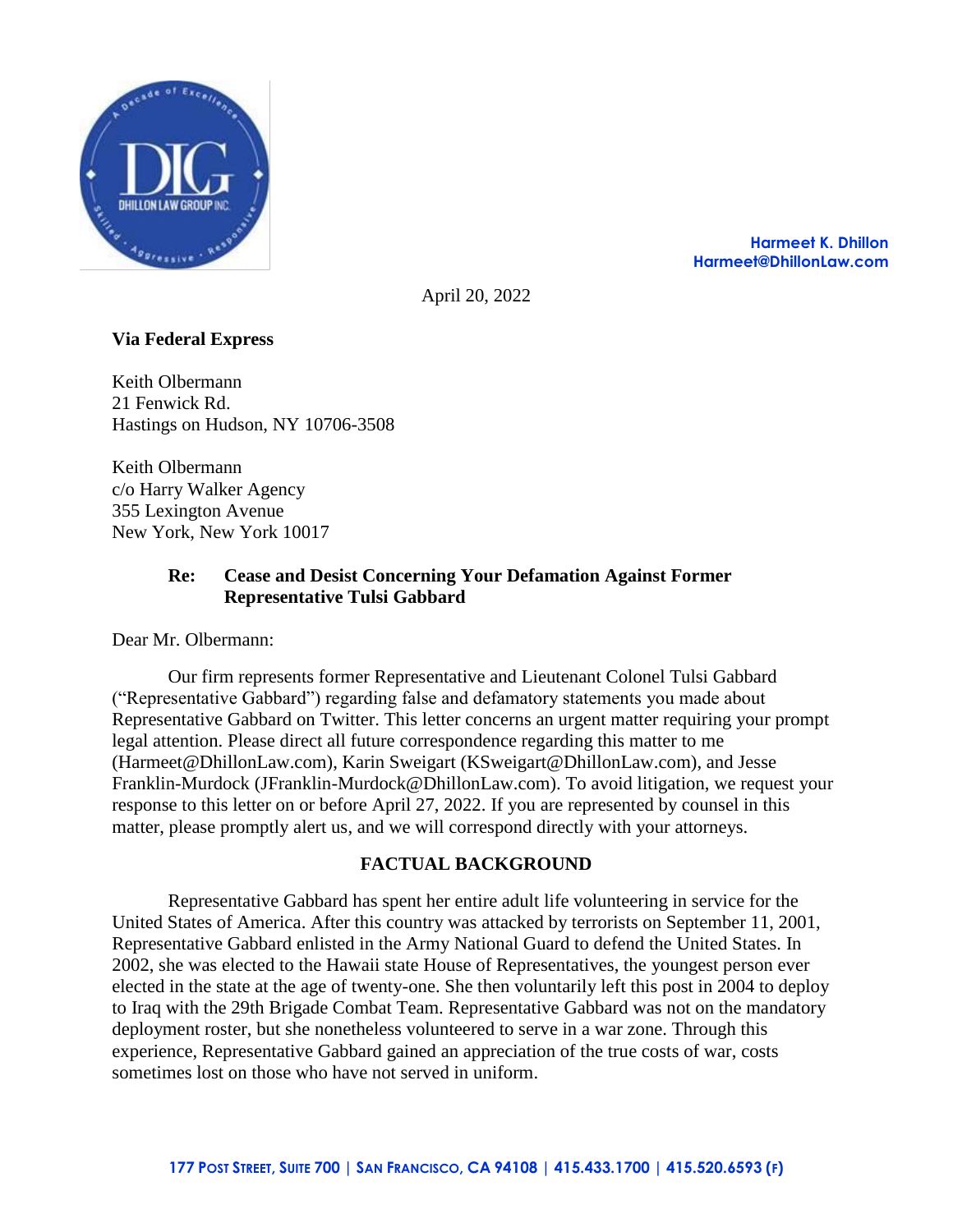Harmeet K. Dhillon
Harmeet@DhillonLaw.com

April 20, 2022

**Via Federal Express**

Keith Olbermann
21 Fenwick Rd.
Hastings on Hudson, NY 10706-3508

Keith Olbermann
c/o Harry Walker Agency
355 Lexington Avenue
New York, New York 10017

**Re: Cease and Desist Concerning Your Defamation Against Former Representative Tulsi Gabbard**

Dear Mr. Olbermann:

Our firm represents former Representative and Lieutenant Colonel Tulsi Gabbard ("Representative Gabbard") regarding false and defamatory statements you made about Representative Gabbard on Twitter. This letter concerns an urgent matter requiring your prompt legal attention. Please direct all future correspondence regarding this matter to me (Harmeet@DhillonLaw.com), Karin Sweigart (KSweigart@DhillonLaw.com), and Jesse Franklin-Murdock (JFranklin-Murdock@DhillonLaw.com). To avoid litigation, we request your response to this letter on or before April 27, 2022. If you are represented by counsel in this matter, please promptly alert us, and we will correspond directly with your attorneys.

## FACTUAL BACKGROUND

Representative Gabbard has spent her entire adult life volunteering in service for the United States of America. After this country was attacked by terrorists on September 11, 2001, Representative Gabbard enlisted in the Army National Guard to defend the United States. In 2002, she was elected to the Hawaii state House of Representatives, the youngest person ever elected in the state at the age of twenty-one. She then voluntarily left this post in 2004 to deploy to Iraq with the 29th Brigade Combat Team. Representative Gabbard was not on the mandatory deployment roster, but she nonetheless volunteered to serve in a war zone. Through this experience, Representative Gabbard gained an appreciation of the true costs of war, costs sometimes lost on those who have not served in uniform.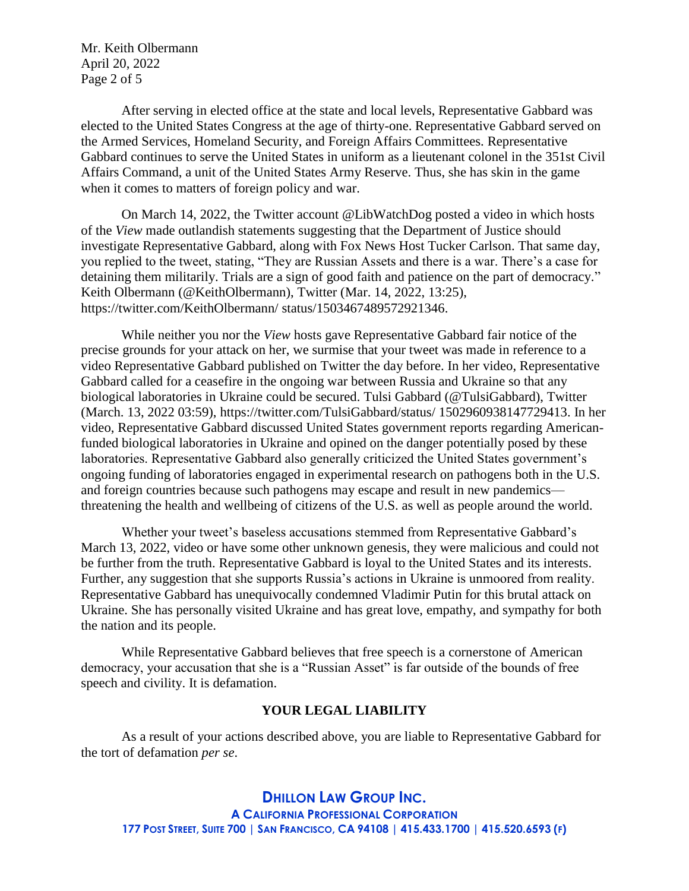After serving in elected office at the state and local levels, Representative Gabbard was elected to the United States Congress at the age of thirty-one. Representative Gabbard served on the Armed Services, Homeland Security, and Foreign Affairs Committees. Representative Gabbard continues to serve the United States in uniform as a lieutenant colonel in the 351st Civil Affairs Command, a unit of the United States Army Reserve. Thus, she has skin in the game when it comes to matters of foreign policy and war.

On March 14, 2022, the Twitter account @LibWatchDog posted a video in which hosts of the *View* made outlandish statements suggesting that the Department of Justice should investigate Representative Gabbard, along with Fox News Host Tucker Carlson. That same day, you replied to the tweet, stating, "They are Russian Assets and there is a war. There's a case for detaining them militarily. Trials are a sign of good faith and patience on the part of democracy." Keith Olbermann (@KeithOlbermann), Twitter (Mar. 14, 2022, 13:25), https://twitter.com/KeithOlbermann/ status/1503467489572921346.

While neither you nor the *View* hosts gave Representative Gabbard fair notice of the precise grounds for your attack on her, we surmise that your tweet was made in reference to a video Representative Gabbard published on Twitter the day before. In her video, Representative Gabbard called for a ceasefire in the ongoing war between Russia and Ukraine so that any biological laboratories in Ukraine could be secured. Tulsi Gabbard (@TulsiGabbard), Twitter (March. 13, 2022 03:59), https://twitter.com/TulsiGabbard/status/ 1502960938147729413. In her video, Representative Gabbard discussed United States government reports regarding American-funded biological laboratories in Ukraine and opined on the danger potentially posed by these laboratories. Representative Gabbard also generally criticized the United States government's ongoing funding of laboratories engaged in experimental research on pathogens both in the U.S. and foreign countries because such pathogens may escape and result in new pandemics—threatening the health and wellbeing of citizens of the U.S. as well as people around the world.

Whether your tweet's baseless accusations stemmed from Representative Gabbard's March 13, 2022, video or have some other unknown genesis, they were malicious and could not be further from the truth. Representative Gabbard is loyal to the United States and its interests. Further, any suggestion that she supports Russia's actions in Ukraine is unmoored from reality. Representative Gabbard has unequivocally condemned Vladimir Putin for this brutal attack on Ukraine. She has personally visited Ukraine and has great love, empathy, and sympathy for both the nation and its people.

While Representative Gabbard believes that free speech is a cornerstone of American democracy, your accusation that she is a "Russian Asset" is far outside of the bounds of free speech and civility. It is defamation.

## YOUR LEGAL LIABILITY

As a result of your actions described above, you are liable to Representative Gabbard for the tort of defamation *per se*.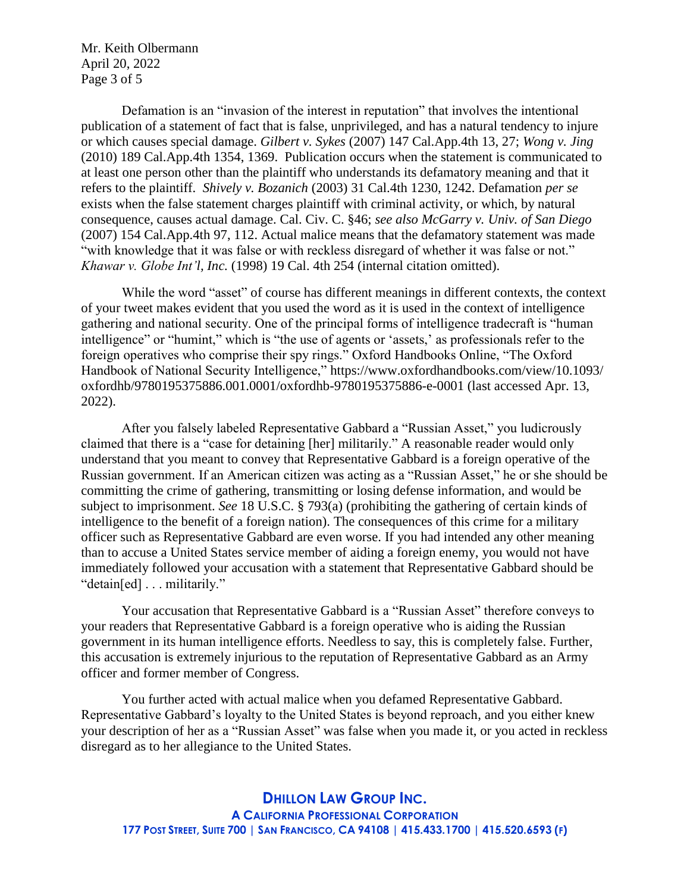Defamation is an "invasion of the interest in reputation" that involves the intentional publication of a statement of fact that is false, unprivileged, and has a natural tendency to injure or which causes special damage. *Gilbert v. Sykes* (2007) 147 Cal.App.4th 13, 27; *Wong v. Jing* (2010) 189 Cal.App.4th 1354, 1369. Publication occurs when the statement is communicated to at least one person other than the plaintiff who understands its defamatory meaning and that it refers to the plaintiff. *Shively v. Bozanich* (2003) 31 Cal.4th 1230, 1242. Defamation *per se* exists when the false statement charges plaintiff with criminal activity, or which, by natural consequence, causes actual damage. Cal. Civ. C. §46; *see also McGarry v. Univ. of San Diego* (2007) 154 Cal.App.4th 97, 112. Actual malice means that the defamatory statement was made "with knowledge that it was false or with reckless disregard of whether it was false or not." *Khawar v. Globe Int'l, Inc.* (1998) 19 Cal. 4th 254 (internal citation omitted).

While the word "asset" of course has different meanings in different contexts, the context of your tweet makes evident that you used the word as it is used in the context of intelligence gathering and national security. One of the principal forms of intelligence tradecraft is "human intelligence" or "humint," which is "the use of agents or 'assets,' as professionals refer to the foreign operatives who comprise their spy rings." Oxford Handbooks Online, "The Oxford Handbook of National Security Intelligence," https://www.oxfordhandbooks.com/view/10.1093/oxfordhb/9780195375886.001.0001/oxfordhb-9780195375886-e-0001 (last accessed Apr. 13, 2022).

After you falsely labeled Representative Gabbard a "Russian Asset," you ludicrously claimed that there is a "case for detaining [her] militarily." A reasonable reader would only understand that you meant to convey that Representative Gabbard is a foreign operative of the Russian government. If an American citizen was acting as a "Russian Asset," he or she should be committing the crime of gathering, transmitting or losing defense information, and would be subject to imprisonment. *See* 18 U.S.C. § 793(a) (prohibiting the gathering of certain kinds of intelligence to the benefit of a foreign nation). The consequences of this crime for a military officer such as Representative Gabbard are even worse. If you had intended any other meaning than to accuse a United States service member of aiding a foreign enemy, you would not have immediately followed your accusation with a statement that Representative Gabbard should be "detain[ed] . . . militarily."

Your accusation that Representative Gabbard is a "Russian Asset" therefore conveys to your readers that Representative Gabbard is a foreign operative who is aiding the Russian government in its human intelligence efforts. Needless to say, this is completely false. Further, this accusation is extremely injurious to the reputation of Representative Gabbard as an Army officer and former member of Congress.

You further acted with actual malice when you defamed Representative Gabbard. Representative Gabbard's loyalty to the United States is beyond reproach, and you either knew your description of her as a "Russian Asset" was false when you made it, or you acted in reckless disregard as to her allegiance to the United States.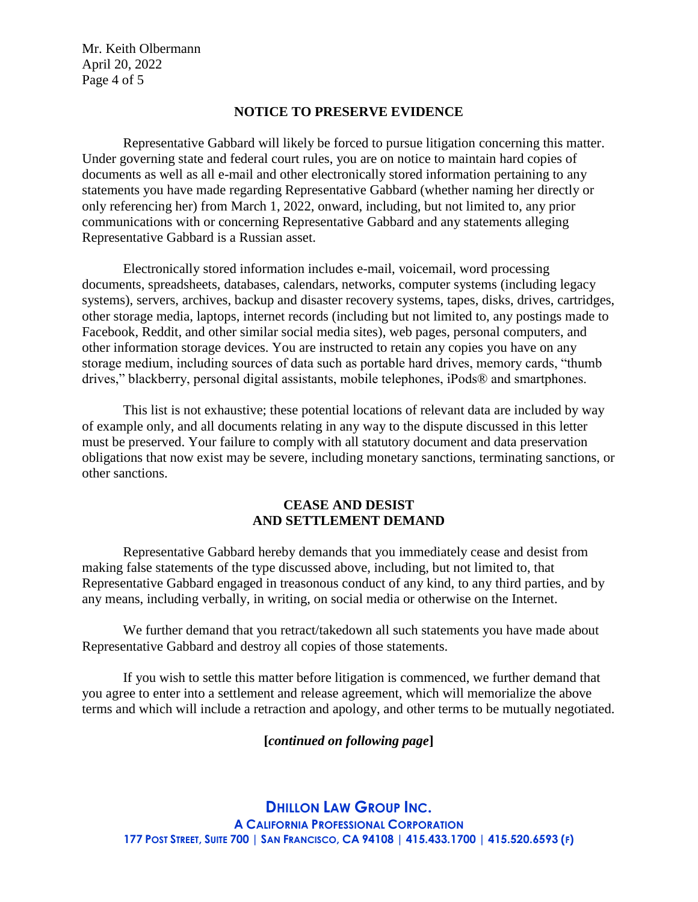## NOTICE TO PRESERVE EVIDENCE

Representative Gabbard will likely be forced to pursue litigation concerning this matter. Under governing state and federal court rules, you are on notice to maintain hard copies of documents as well as all e-mail and other electronically stored information pertaining to any statements you have made regarding Representative Gabbard (whether naming her directly or only referencing her) from March 1, 2022, onward, including, but not limited to, any prior communications with or concerning Representative Gabbard and any statements alleging Representative Gabbard is a Russian asset.

Electronically stored information includes e-mail, voicemail, word processing documents, spreadsheets, databases, calendars, networks, computer systems (including legacy systems), servers, archives, backup and disaster recovery systems, tapes, disks, drives, cartridges, other storage media, laptops, internet records (including but not limited to, any postings made to Facebook, Reddit, and other similar social media sites), web pages, personal computers, and other information storage devices. You are instructed to retain any copies you have on any storage medium, including sources of data such as portable hard drives, memory cards, "thumb drives," blackberry, personal digital assistants, mobile telephones, iPods® and smartphones.

This list is not exhaustive; these potential locations of relevant data are included by way of example only, and all documents relating in any way to the dispute discussed in this letter must be preserved. Your failure to comply with all statutory document and data preservation obligations that now exist may be severe, including monetary sanctions, terminating sanctions, or other sanctions.

## CEASE AND DESIST AND SETTLEMENT DEMAND

Representative Gabbard hereby demands that you immediately cease and desist from making false statements of the type discussed above, including, but not limited to, that Representative Gabbard engaged in treasonous conduct of any kind, to any third parties, and by any means, including verbally, in writing, on social media or otherwise on the Internet.

We further demand that you retract/takedown all such statements you have made about Representative Gabbard and destroy all copies of those statements.

If you wish to settle this matter before litigation is commenced, we further demand that you agree to enter into a settlement and release agreement, which will memorialize the above terms and which will include a retraction and apology, and other terms to be mutually negotiated.

**[*continued on following page*]**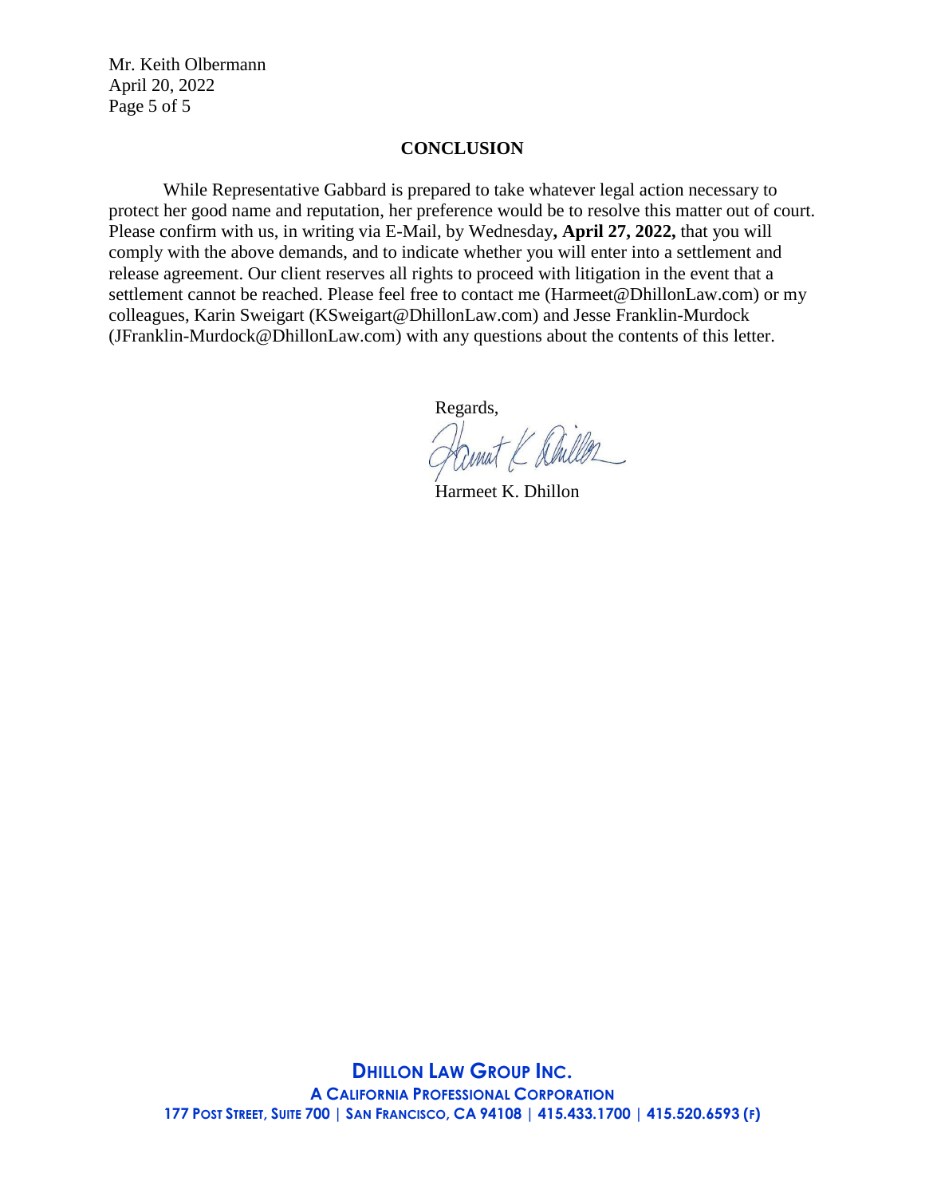## CONCLUSION

While Representative Gabbard is prepared to take whatever legal action necessary to protect her good name and reputation, her preference would be to resolve this matter out of court. Please confirm with us, in writing via E-Mail, by Wednesday**, April 27, 2022,** that you will comply with the above demands, and to indicate whether you will enter into a settlement and release agreement. Our client reserves all rights to proceed with litigation in the event that a settlement cannot be reached. Please feel free to contact me (Harmeet@DhillonLaw.com) or my colleagues, Karin Sweigart (KSweigart@DhillonLaw.com) and Jesse Franklin-Murdock (JFranklin-Murdock@DhillonLaw.com) with any questions about the contents of this letter.

Regards,

Harmeet K. Dhillon

**DHILLON LAW GROUP INC.**
**A CALIFORNIA PROFESSIONAL CORPORATION**
**177 POST STREET, SUITE 700 | SAN FRANCISCO, CA 94108 | 415.433.1700 | 415.520.6593 (F)**